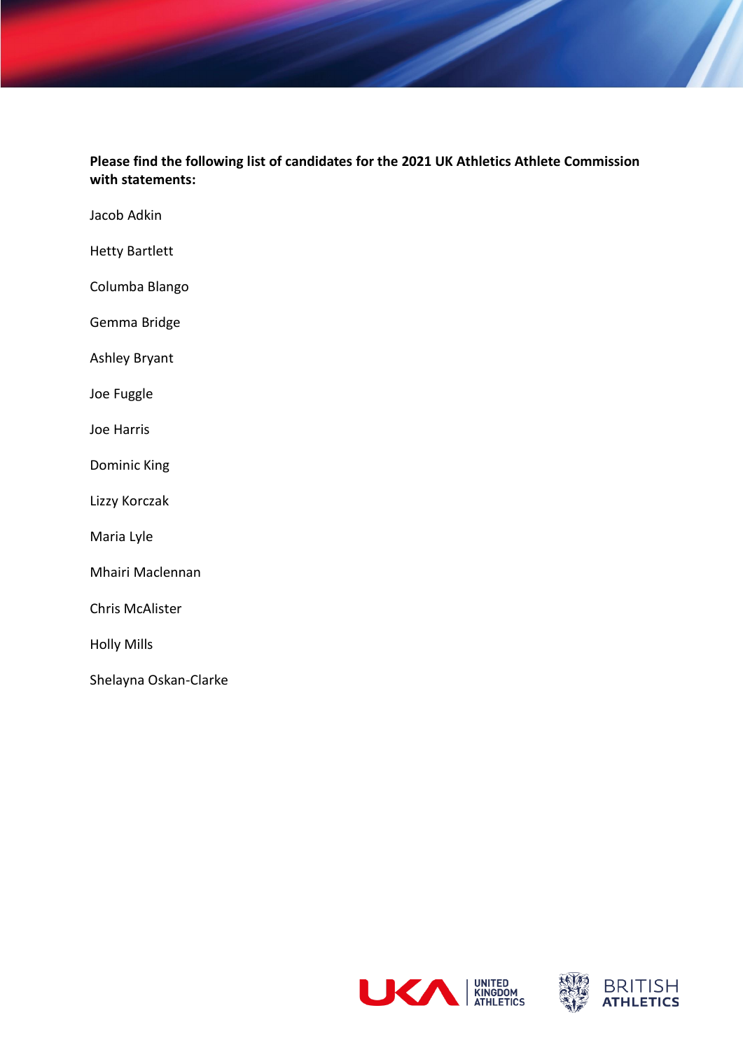**Please find the following list of candidates for the 2021 UK Athletics Athlete Commission with statements:**

Jacob Adkin

Hetty Bartlett

Columba Blango

Gemma Bridge

Ashley Bryant

Joe Fuggle

Joe Harris

Dominic King

Lizzy Korczak

Maria Lyle

Mhairi Maclennan

Chris McAlister

Holly Mills

Shelayna Oskan-Clarke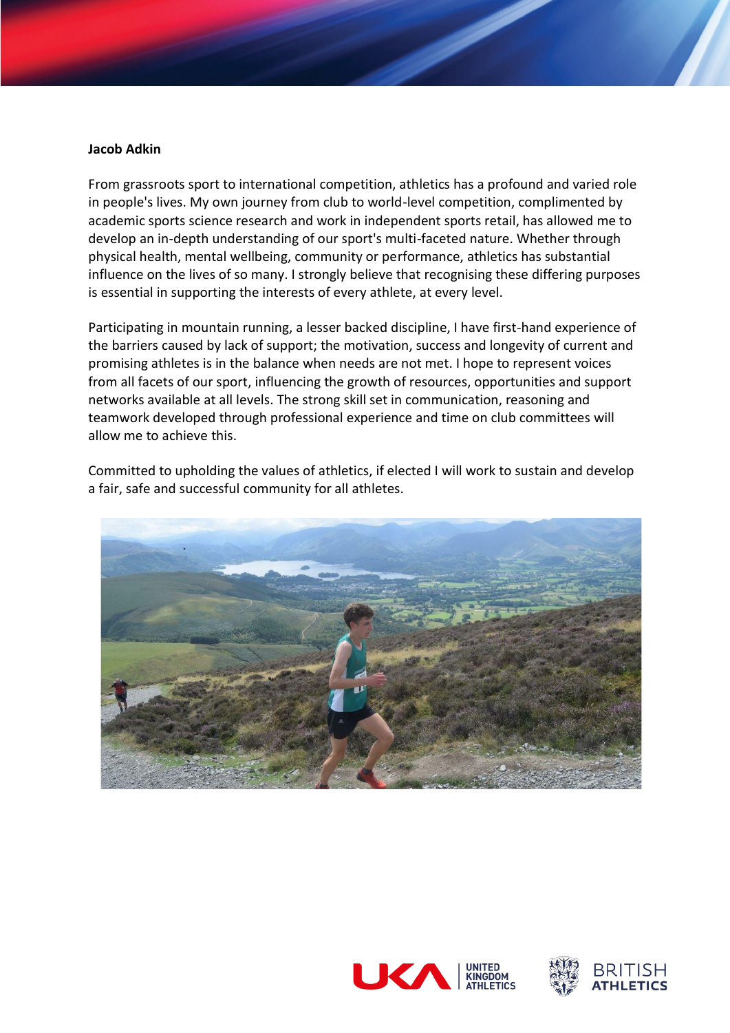**Jacob Adkin**

From grassroots sport to international competition, athletics has a profound and varied role in people's lives. My own journey from club to world-level competition, complimented by academic sports science research and work in independent sports retail, has allowed me to develop an in-depth understanding of our sport's multi-faceted nature. Whether through physical health, mental wellbeing, community or performance, athletics has substantial influence on the lives of so many. I strongly believe that recognising these differing purposes is essential in supporting the interests of every athlete, at every level.

Participating in mountain running, a lesser backed discipline, I have first-hand experience of the barriers caused by lack of support; the motivation, success and longevity of current and promising athletes is in the balance when needs are not met. I hope to represent voices from all facets of our sport, influencing the growth of resources, opportunities and support networks available at all levels. The strong skill set in communication, reasoning and teamwork developed through professional experience and time on club committees will allow me to achieve this.

Committed to upholding the values of athletics, if elected I will work to sustain and develop a fair, safe and successful community for all athletes.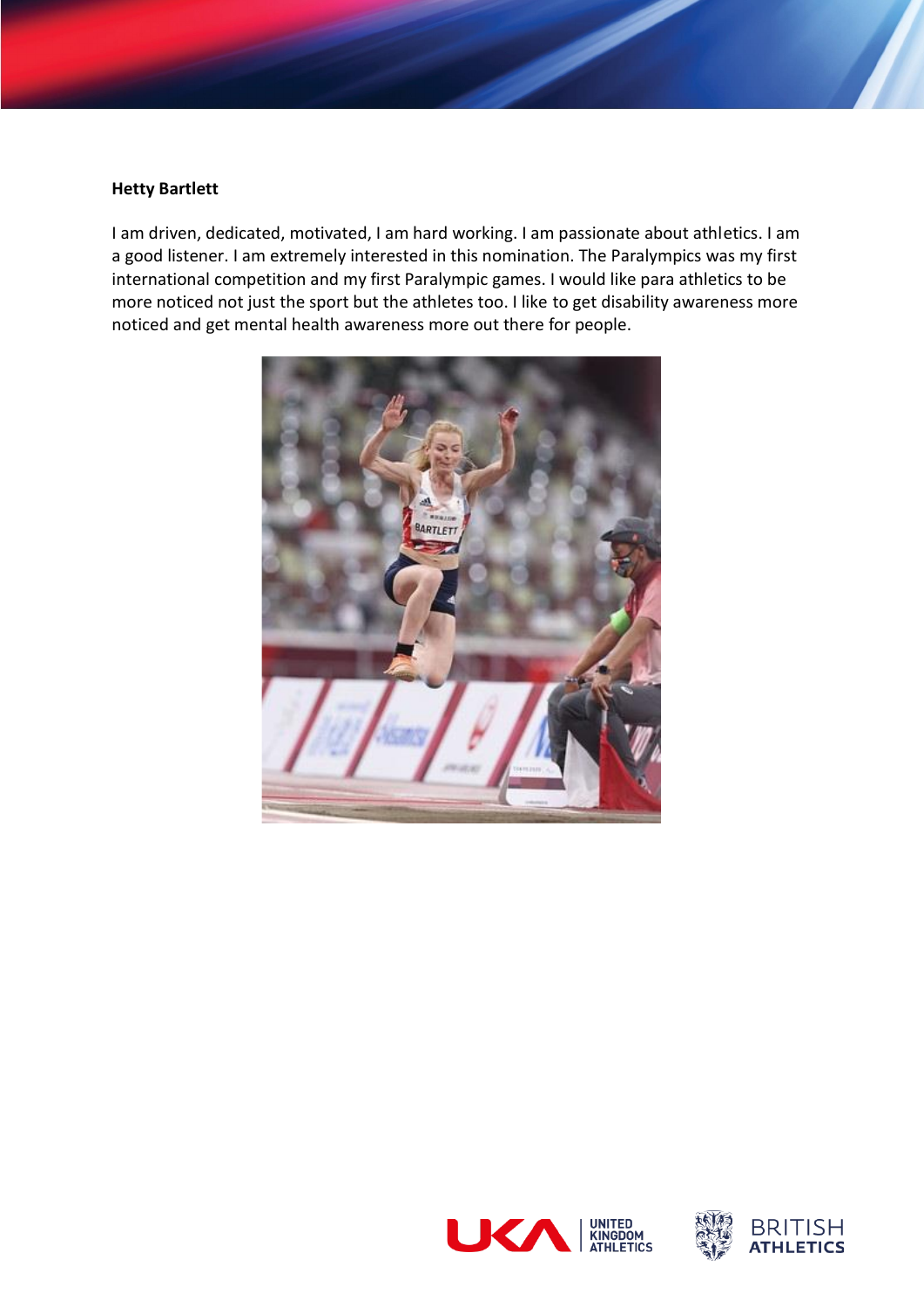**Hetty Bartlett**

I am driven, dedicated, motivated, I am hard working. I am passionate about athletics. I am a good listener. I am extremely interested in this nomination. The Paralympics was my first international competition and my first Paralympic games. I would like para athletics to be more noticed not just the sport but the athletes too. I like to get disability awareness more noticed and get mental health awareness more out there for people.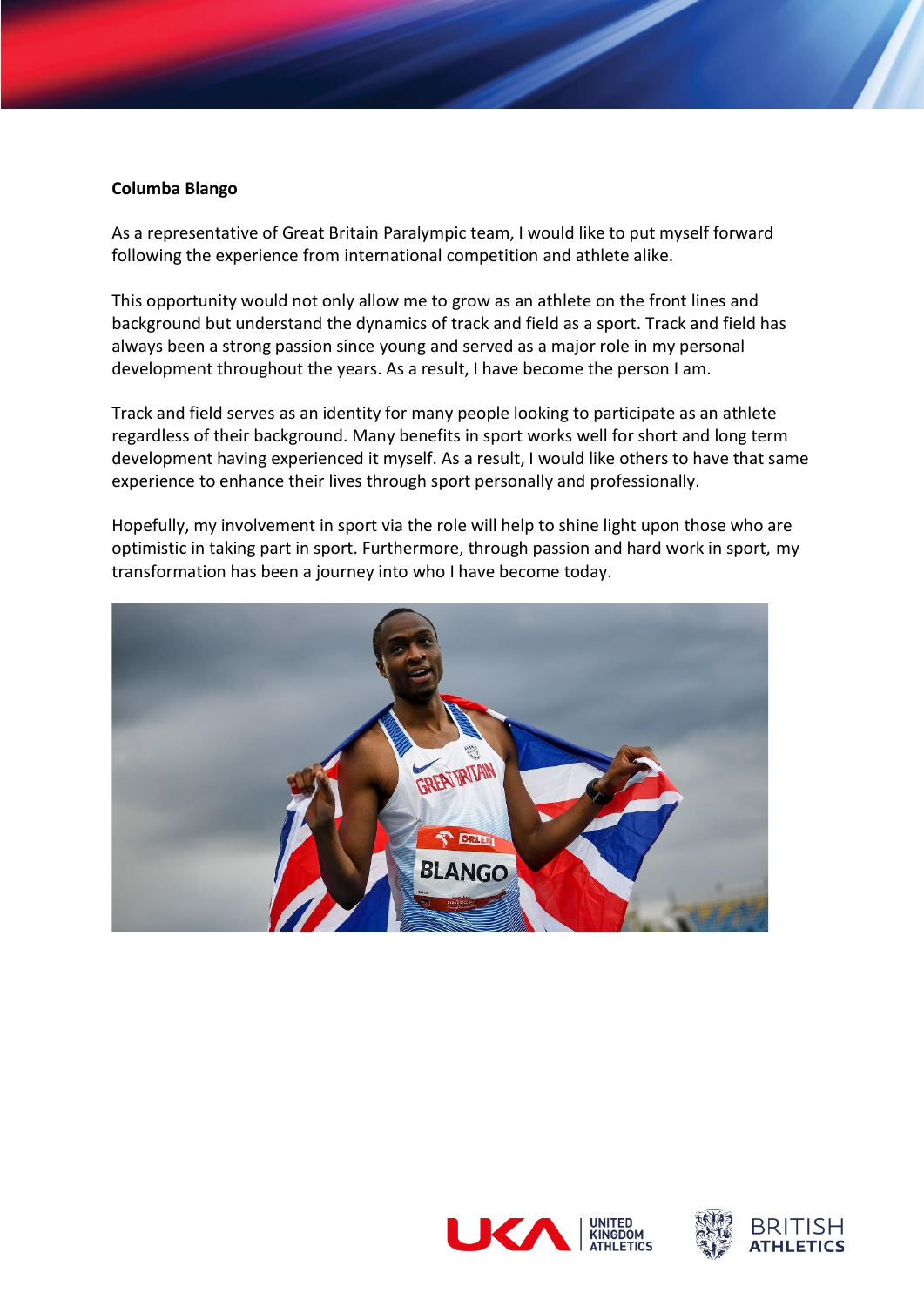**Columba Blango**

As a representative of Great Britain Paralympic team, I would like to put myself forward following the experience from international competition and athlete alike.

This opportunity would not only allow me to grow as an athlete on the front lines and background but understand the dynamics of track and field as a sport. Track and field has always been a strong passion since young and served as a major role in my personal development throughout the years. As a result, I have become the person I am.

Track and field serves as an identity for many people looking to participate as an athlete regardless of their background. Many benefits in sport works well for short and long term development having experienced it myself. As a result, I would like others to have that same experience to enhance their lives through sport personally and professionally.

Hopefully, my involvement in sport via the role will help to shine light upon those who are optimistic in taking part in sport. Furthermore, through passion and hard work in sport, my transformation has been a journey into who I have become today.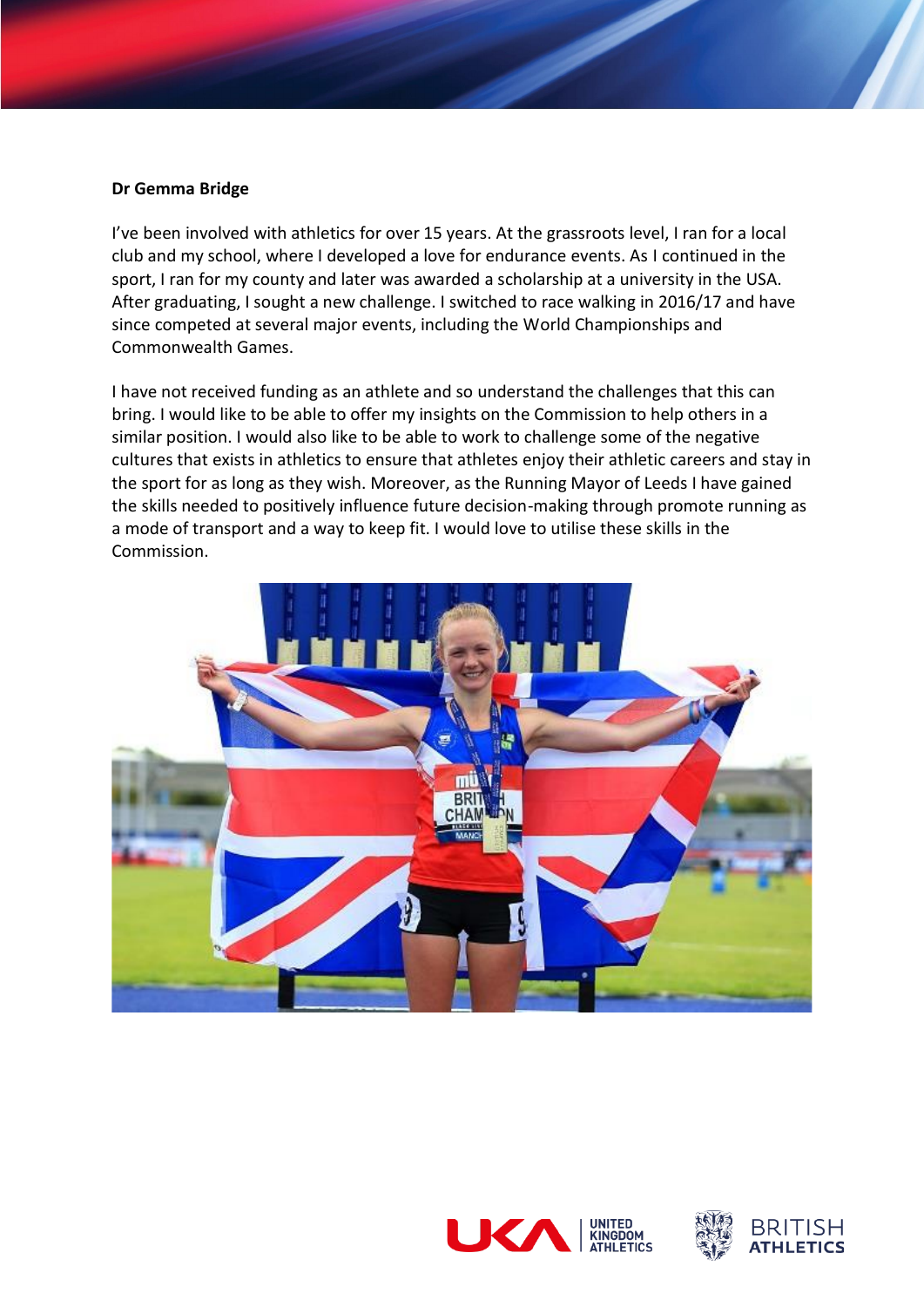**Dr Gemma Bridge**

I've been involved with athletics for over 15 years. At the grassroots level, I ran for a local club and my school, where I developed a love for endurance events. As I continued in the sport, I ran for my county and later was awarded a scholarship at a university in the USA. After graduating, I sought a new challenge. I switched to race walking in 2016/17 and have since competed at several major events, including the World Championships and Commonwealth Games.

I have not received funding as an athlete and so understand the challenges that this can bring. I would like to be able to offer my insights on the Commission to help others in a similar position. I would also like to be able to work to challenge some of the negative cultures that exists in athletics to ensure that athletes enjoy their athletic careers and stay in the sport for as long as they wish. Moreover, as the Running Mayor of Leeds I have gained the skills needed to positively influence future decision-making through promote running as a mode of transport and a way to keep fit. I would love to utilise these skills in the Commission.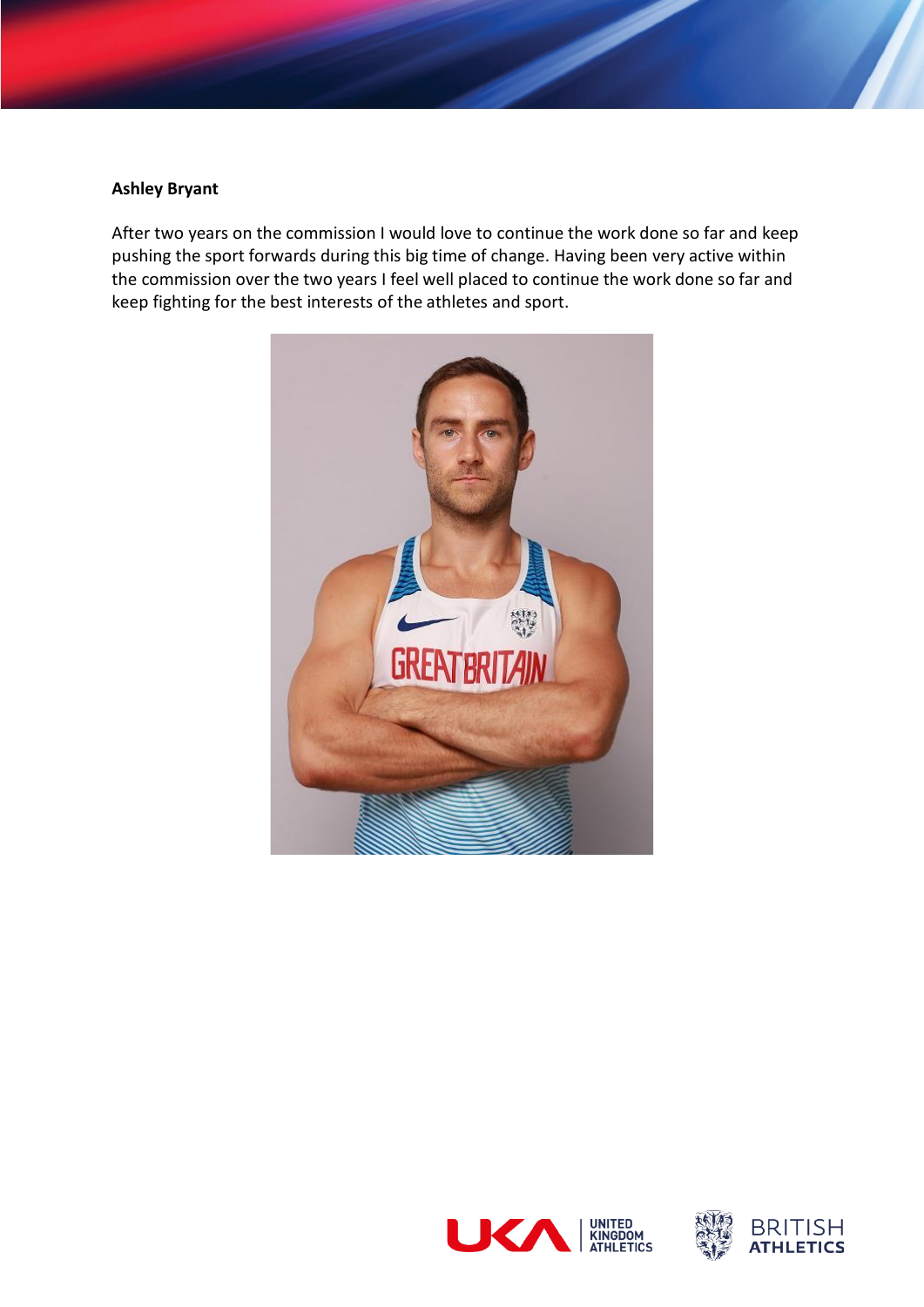**Ashley Bryant**

After two years on the commission I would love to continue the work done so far and keep pushing the sport forwards during this big time of change. Having been very active within the commission over the two years I feel well placed to continue the work done so far and keep fighting for the best interests of the athletes and sport.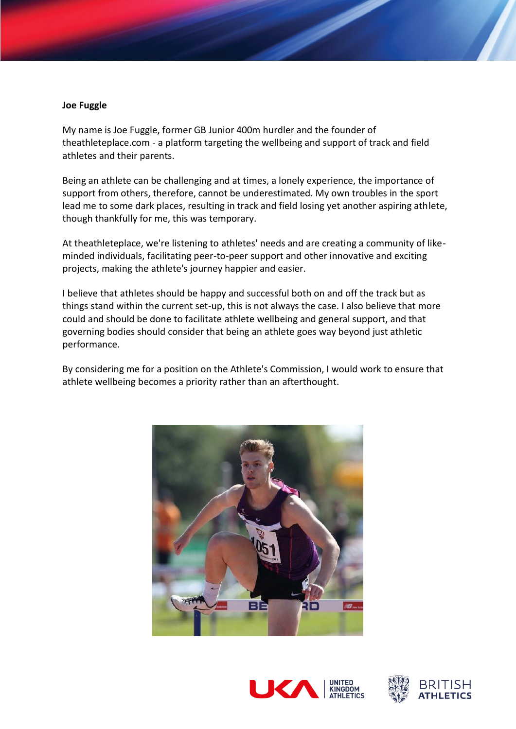**Joe Fuggle**

My name is Joe Fuggle, former GB Junior 400m hurdler and the founder of theathleteplace.com - a platform targeting the wellbeing and support of track and field athletes and their parents.

Being an athlete can be challenging and at times, a lonely experience, the importance of support from others, therefore, cannot be underestimated. My own troubles in the sport lead me to some dark places, resulting in track and field losing yet another aspiring athlete, though thankfully for me, this was temporary.

At theathleteplace, we're listening to athletes' needs and are creating a community of like-minded individuals, facilitating peer-to-peer support and other innovative and exciting projects, making the athlete's journey happier and easier.

I believe that athletes should be happy and successful both on and off the track but as things stand within the current set-up, this is not always the case. I also believe that more could and should be done to facilitate athlete wellbeing and general support, and that governing bodies should consider that being an athlete goes way beyond just athletic performance.

By considering me for a position on the Athlete's Commission, I would work to ensure that athlete wellbeing becomes a priority rather than an afterthought.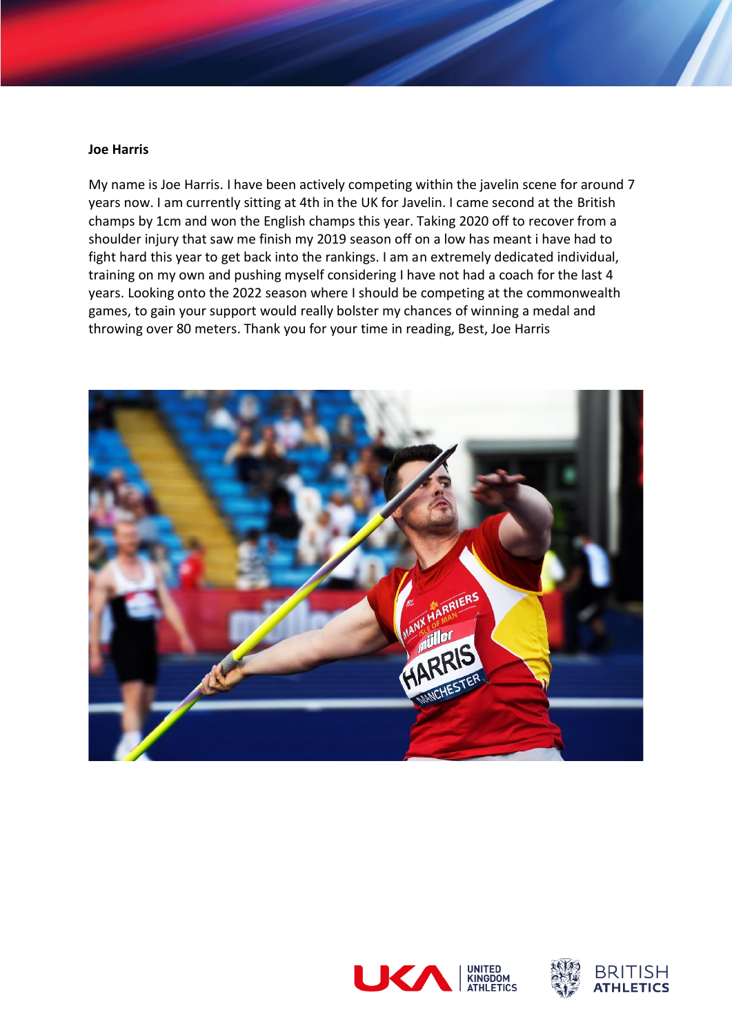**Joe Harris**

My name is Joe Harris. I have been actively competing within the javelin scene for around 7 years now. I am currently sitting at 4th in the UK for Javelin. I came second at the British champs by 1cm and won the English champs this year. Taking 2020 off to recover from a shoulder injury that saw me finish my 2019 season off on a low has meant i have had to fight hard this year to get back into the rankings. I am an extremely dedicated individual, training on my own and pushing myself considering I have not had a coach for the last 4 years. Looking onto the 2022 season where I should be competing at the commonwealth games, to gain your support would really bolster my chances of winning a medal and throwing over 80 meters. Thank you for your time in reading, Best, Joe Harris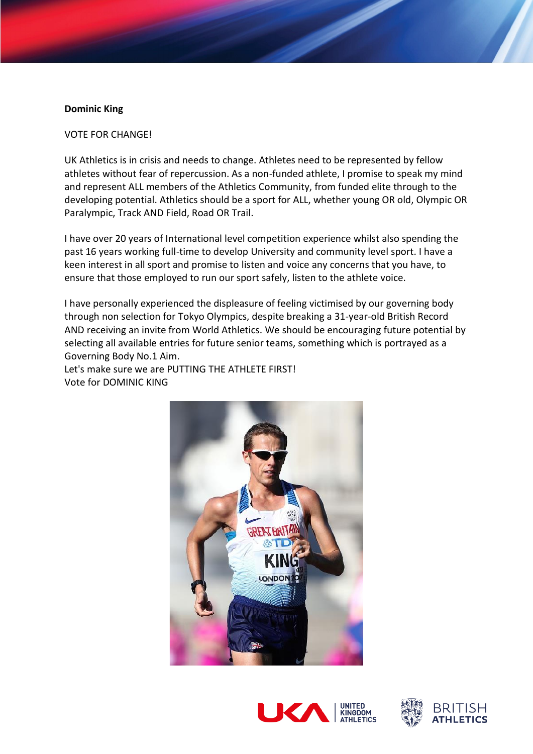**Dominic King**

VOTE FOR CHANGE!

UK Athletics is in crisis and needs to change. Athletes need to be represented by fellow athletes without fear of repercussion. As a non-funded athlete, I promise to speak my mind and represent ALL members of the Athletics Community, from funded elite through to the developing potential. Athletics should be a sport for ALL, whether young OR old, Olympic OR Paralympic, Track AND Field, Road OR Trail.

I have over 20 years of International level competition experience whilst also spending the past 16 years working full-time to develop University and community level sport. I have a keen interest in all sport and promise to listen and voice any concerns that you have, to ensure that those employed to run our sport safely, listen to the athlete voice.

I have personally experienced the displeasure of feeling victimised by our governing body through non selection for Tokyo Olympics, despite breaking a 31-year-old British Record AND receiving an invite from World Athletics. We should be encouraging future potential by selecting all available entries for future senior teams, something which is portrayed as a Governing Body No.1 Aim.
Let's make sure we are PUTTING THE ATHLETE FIRST!
Vote for DOMINIC KING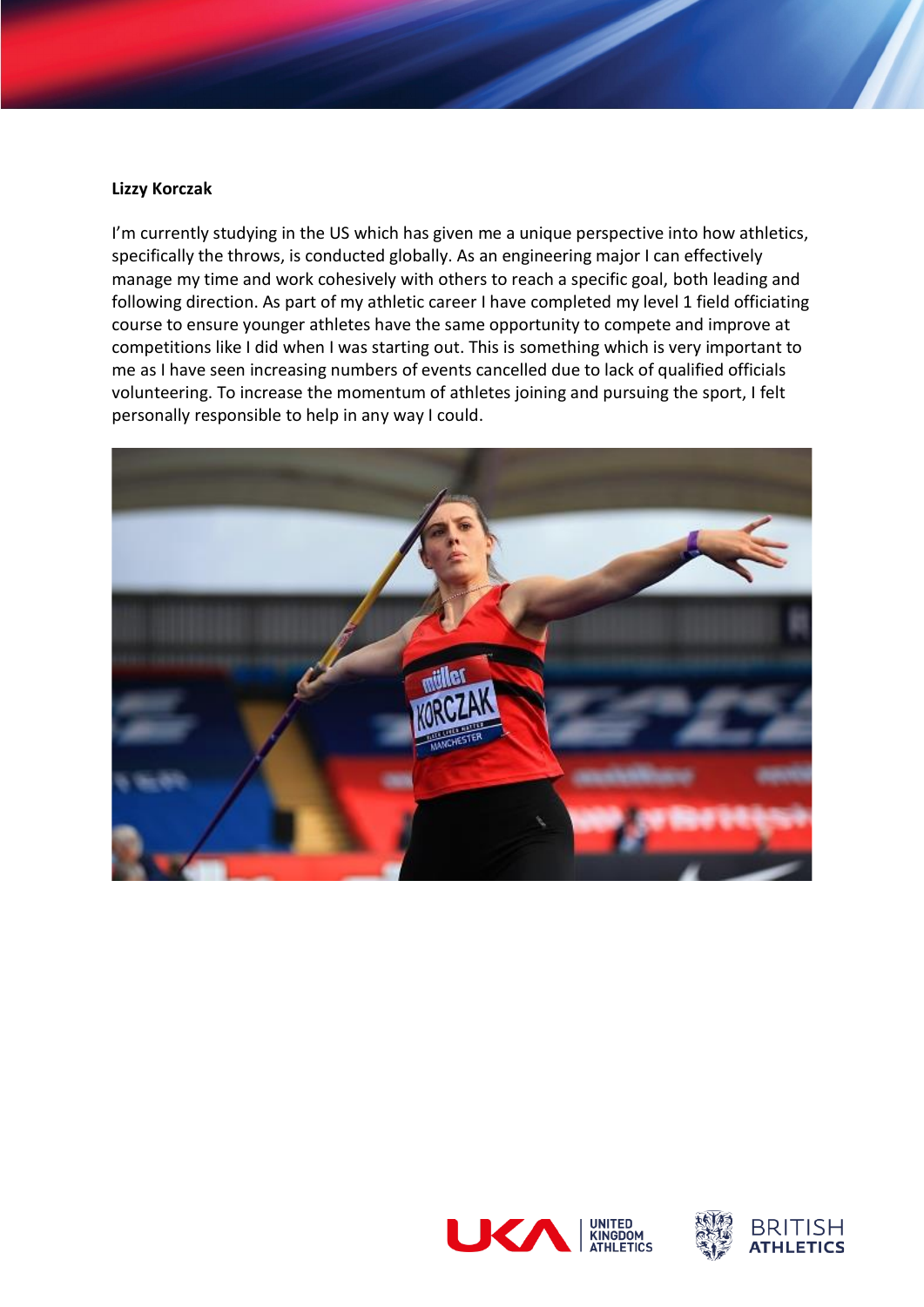**Lizzy Korczak**

I'm currently studying in the US which has given me a unique perspective into how athletics, specifically the throws, is conducted globally. As an engineering major I can effectively manage my time and work cohesively with others to reach a specific goal, both leading and following direction. As part of my athletic career I have completed my level 1 field officiating course to ensure younger athletes have the same opportunity to compete and improve at competitions like I did when I was starting out. This is something which is very important to me as I have seen increasing numbers of events cancelled due to lack of qualified officials volunteering. To increase the momentum of athletes joining and pursuing the sport, I felt personally responsible to help in any way I could.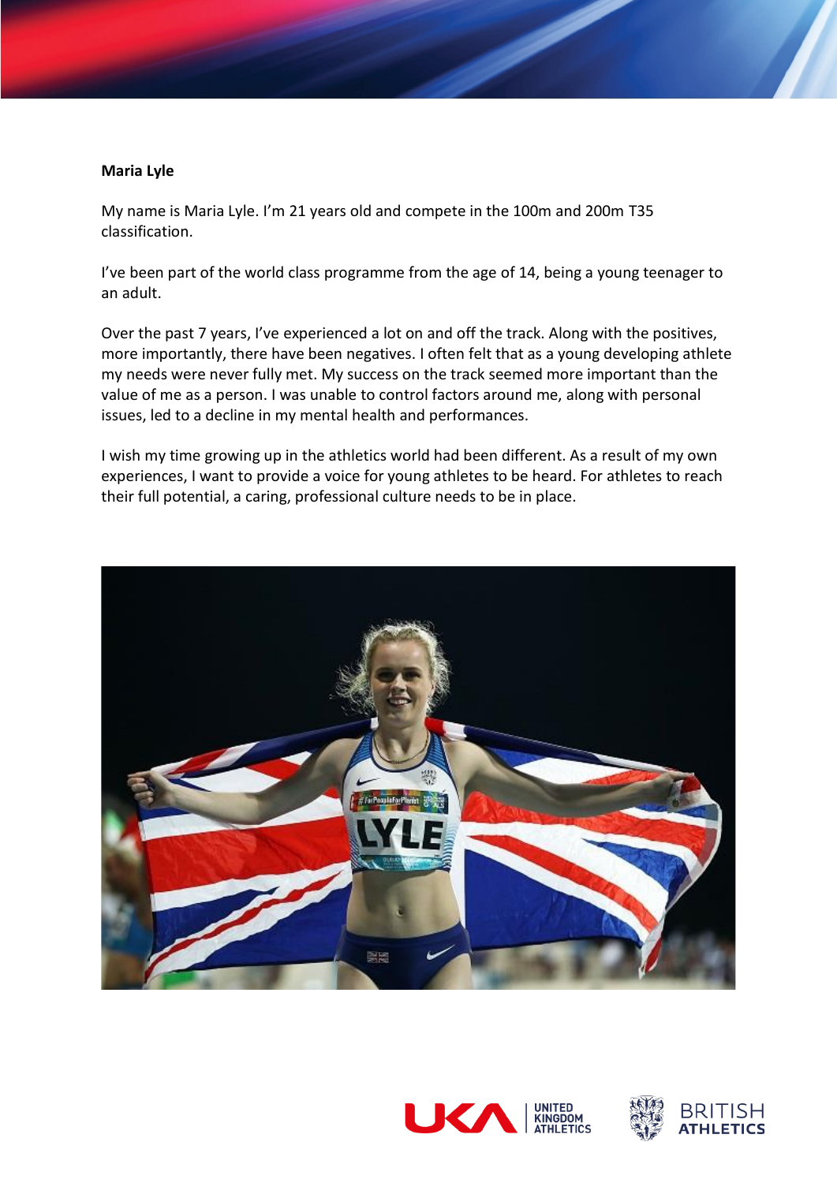**Maria Lyle**

My name is Maria Lyle. I'm 21 years old and compete in the 100m and 200m T35 classification.

I've been part of the world class programme from the age of 14, being a young teenager to an adult.

Over the past 7 years, I've experienced a lot on and off the track. Along with the positives, more importantly, there have been negatives. I often felt that as a young developing athlete my needs were never fully met. My success on the track seemed more important than the value of me as a person. I was unable to control factors around me, along with personal issues, led to a decline in my mental health and performances.

I wish my time growing up in the athletics world had been different. As a result of my own experiences, I want to provide a voice for young athletes to be heard. For athletes to reach their full potential, a caring, professional culture needs to be in place.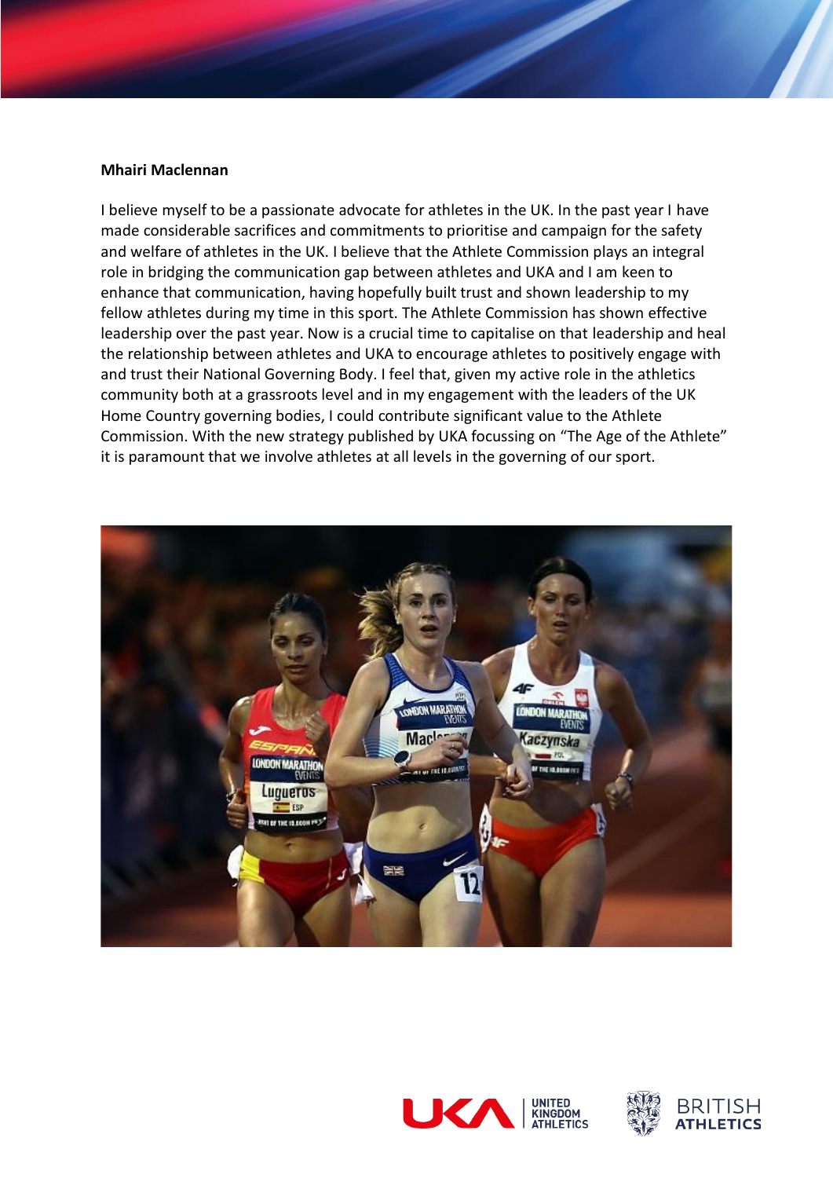**Mhairi Maclennan**

I believe myself to be a passionate advocate for athletes in the UK. In the past year I have made considerable sacrifices and commitments to prioritise and campaign for the safety and welfare of athletes in the UK. I believe that the Athlete Commission plays an integral role in bridging the communication gap between athletes and UKA and I am keen to enhance that communication, having hopefully built trust and shown leadership to my fellow athletes during my time in this sport. The Athlete Commission has shown effective leadership over the past year. Now is a crucial time to capitalise on that leadership and heal the relationship between athletes and UKA to encourage athletes to positively engage with and trust their National Governing Body. I feel that, given my active role in the athletics community both at a grassroots level and in my engagement with the leaders of the UK Home Country governing bodies, I could contribute significant value to the Athlete Commission. With the new strategy published by UKA focussing on "The Age of the Athlete" it is paramount that we involve athletes at all levels in the governing of our sport.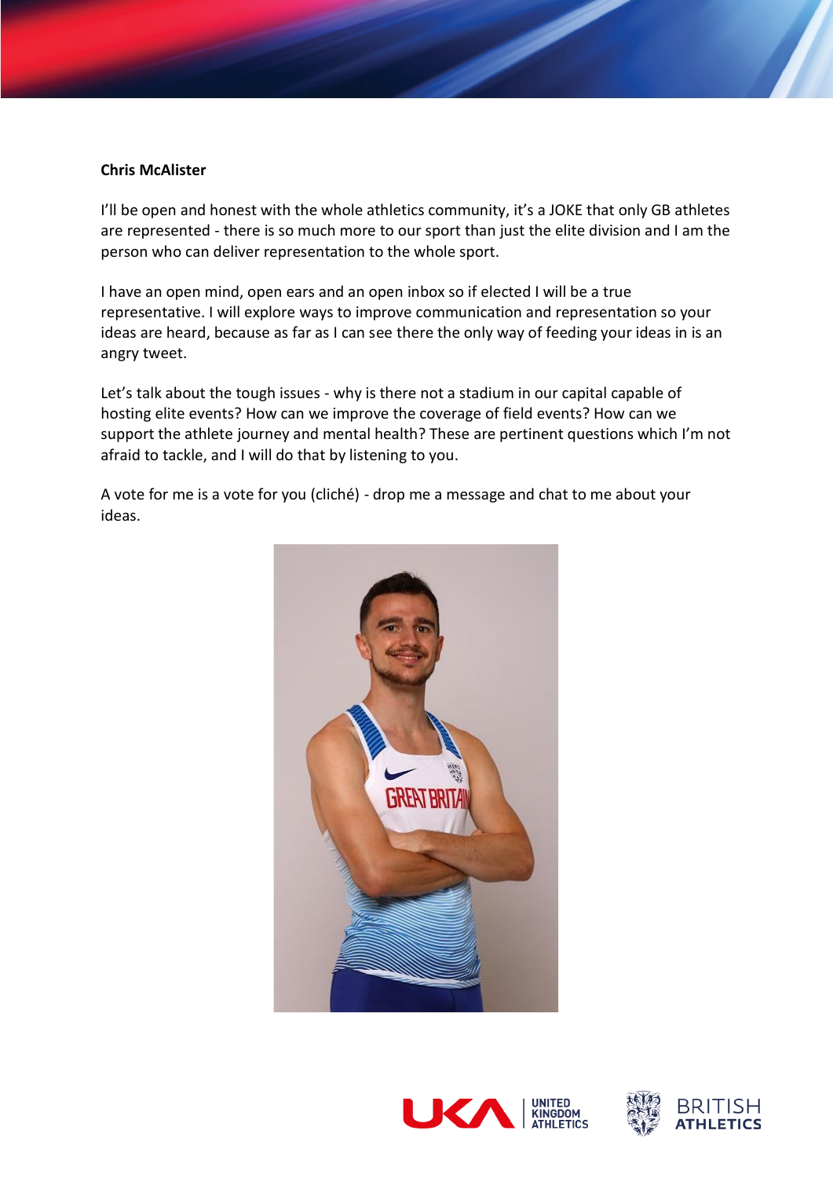**Chris McAlister**

I'll be open and honest with the whole athletics community, it's a JOKE that only GB athletes are represented - there is so much more to our sport than just the elite division and I am the person who can deliver representation to the whole sport.

I have an open mind, open ears and an open inbox so if elected I will be a true representative. I will explore ways to improve communication and representation so your ideas are heard, because as far as I can see there the only way of feeding your ideas in is an angry tweet.

Let's talk about the tough issues - why is there not a stadium in our capital capable of hosting elite events? How can we improve the coverage of field events? How can we support the athlete journey and mental health? These are pertinent questions which I'm not afraid to tackle, and I will do that by listening to you.

A vote for me is a vote for you (cliché) - drop me a message and chat to me about your ideas.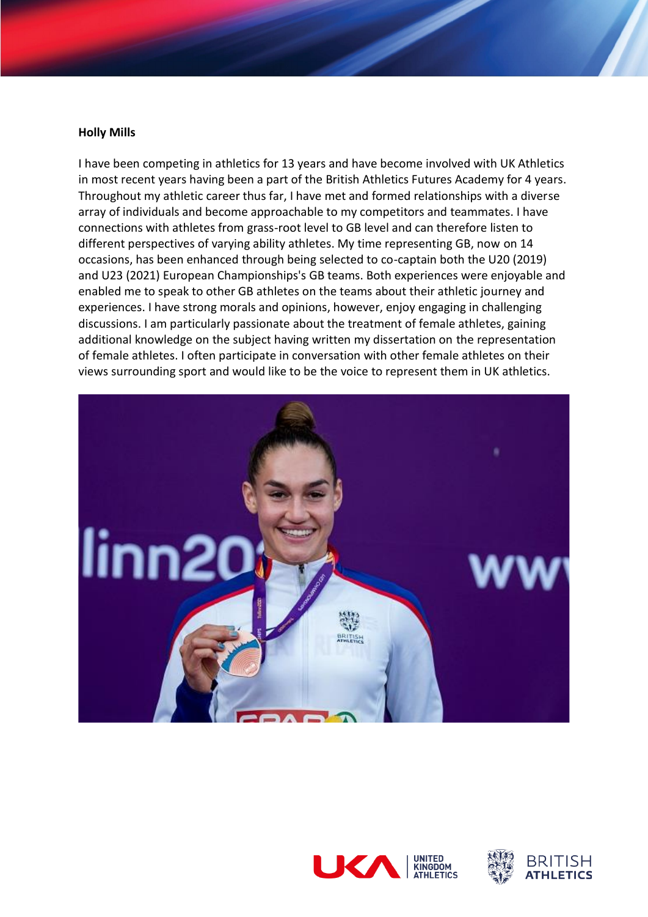**Holly Mills**

I have been competing in athletics for 13 years and have become involved with UK Athletics in most recent years having been a part of the British Athletics Futures Academy for 4 years. Throughout my athletic career thus far, I have met and formed relationships with a diverse array of individuals and become approachable to my competitors and teammates. I have connections with athletes from grass-root level to GB level and can therefore listen to different perspectives of varying ability athletes. My time representing GB, now on 14 occasions, has been enhanced through being selected to co-captain both the U20 (2019) and U23 (2021) European Championships's GB teams. Both experiences were enjoyable and enabled me to speak to other GB athletes on the teams about their athletic journey and experiences. I have strong morals and opinions, however, enjoy engaging in challenging discussions. I am particularly passionate about the treatment of female athletes, gaining additional knowledge on the subject having written my dissertation on the representation of female athletes. I often participate in conversation with other female athletes on their views surrounding sport and would like to be the voice to represent them in UK athletics.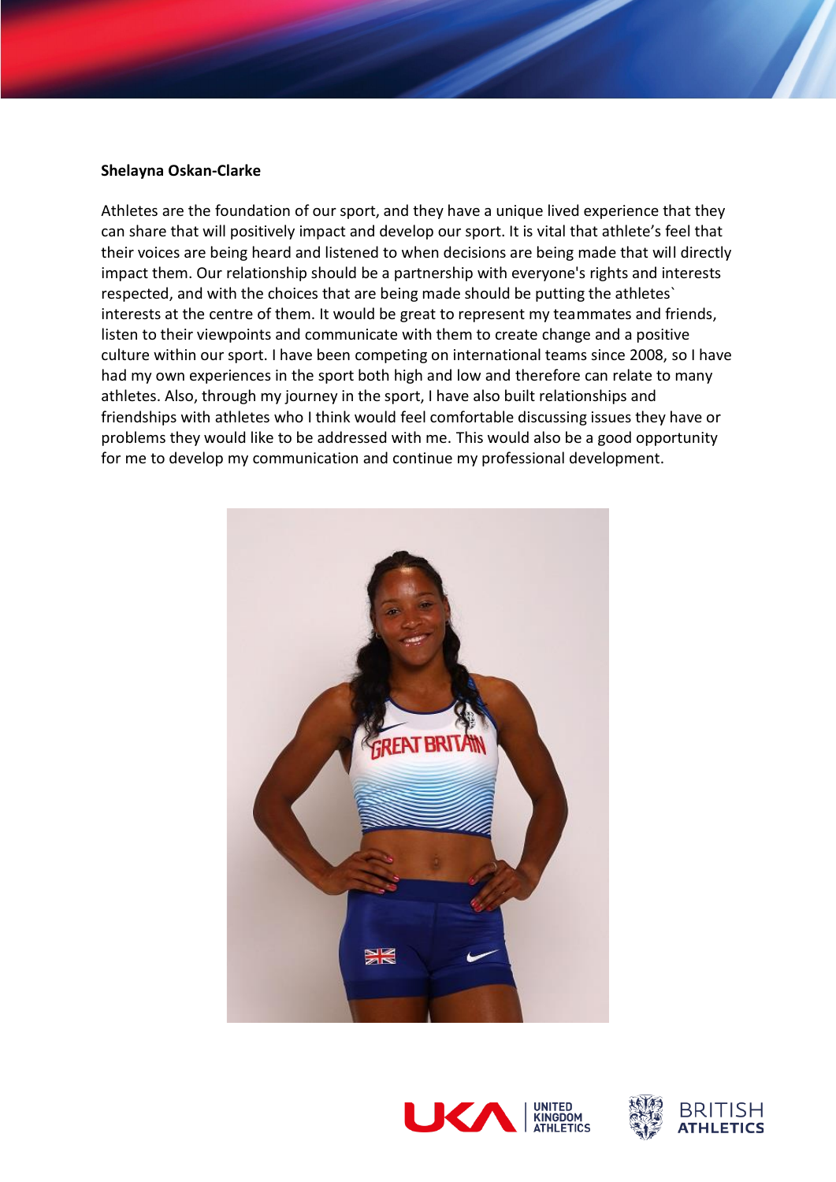**Shelayna Oskan-Clarke**

Athletes are the foundation of our sport, and they have a unique lived experience that they can share that will positively impact and develop our sport. It is vital that athlete's feel that their voices are being heard and listened to when decisions are being made that will directly impact them. Our relationship should be a partnership with everyone's rights and interests respected, and with the choices that are being made should be putting the athletes` interests at the centre of them. It would be great to represent my teammates and friends, listen to their viewpoints and communicate with them to create change and a positive culture within our sport. I have been competing on international teams since 2008, so I have had my own experiences in the sport both high and low and therefore can relate to many athletes. Also, through my journey in the sport, I have also built relationships and friendships with athletes who I think would feel comfortable discussing issues they have or problems they would like to be addressed with me. This would also be a good opportunity for me to develop my communication and continue my professional development.